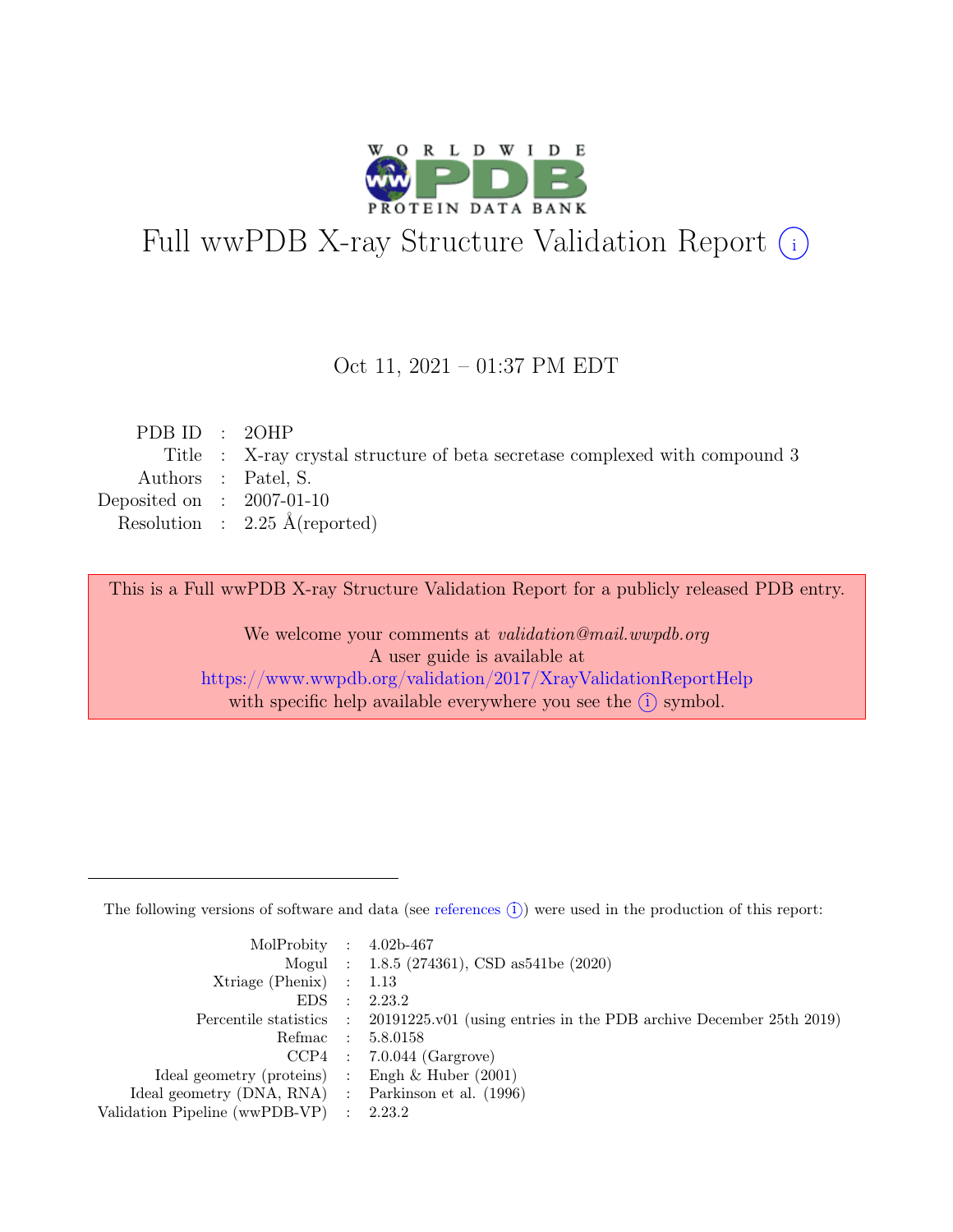# Full wwPDB X-ray Structure Validation Report (i)

Oct 11, 2021 – 01:37 PM EDT

| | | |
|---|---|---|
| PDB ID | : | 2OHP |
| Title | : | X-ray crystal structure of beta secretase complexed with compound 3 |
| Authors | : | Patel, S. |
| Deposited on | : | 2007-01-10 |
| Resolution | : | 2.25 Å(reported) |

This is a Full wwPDB X-ray Structure Validation Report for a publicly released PDB entry.

We welcome your comments at *validation@mail.wwpdb.org*
A user guide is available at
https://www.wwpdb.org/validation/2017/XrayValidationReportHelp
with specific help available everywhere you see the (i) symbol.

---

The following versions of software and data (see references (i)) were used in the production of this report:

| | | |
|---|---|---|
| MolProbity | : | 4.02b-467 |
| Mogul | : | 1.8.5 (274361), CSD as541be (2020) |
| Xtriage (Phenix) | : | 1.13 |
| EDS | : | 2.23.2 |
| Percentile statistics | : | 20191225.v01 (using entries in the PDB archive December 25th 2019) |
| Refmac | : | 5.8.0158 |
| CCP4 | : | 7.0.044 (Gargrove) |
| Ideal geometry (proteins) | : | Engh & Huber (2001) |
| Ideal geometry (DNA, RNA) | : | Parkinson et al. (1996) |
| Validation Pipeline (wwPDB-VP) | : | 2.23.2 |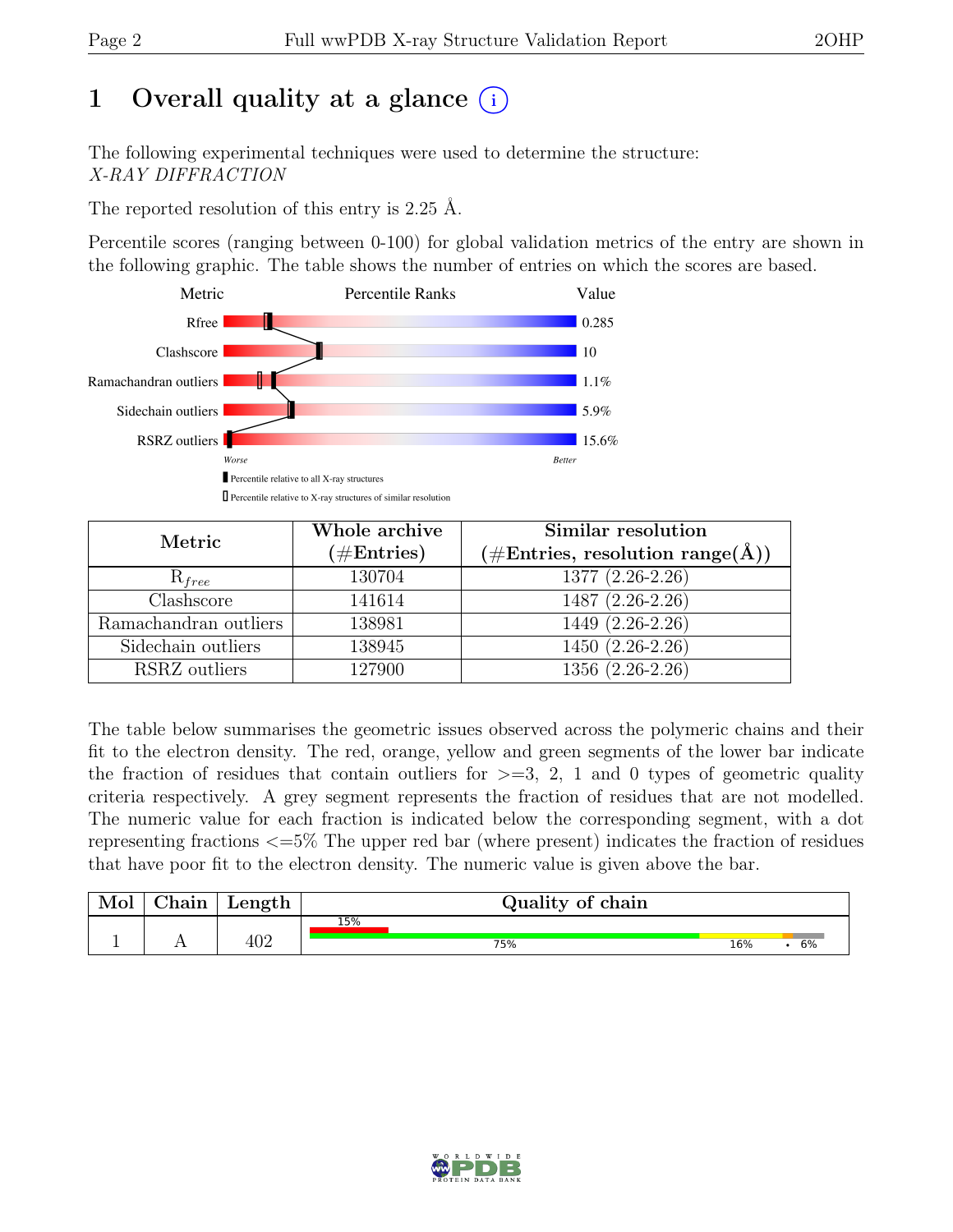# 1 Overall quality at a glance (i)

The following experimental techniques were used to determine the structure:
*X-RAY DIFFRACTION*

The reported resolution of this entry is 2.25 Å.

Percentile scores (ranging between 0-100) for global validation metrics of the entry are shown in the following graphic. The table shows the number of entries on which the scores are based.

| Metric | Value |
|---|---|
| Rfree | 0.285 |
| Clashscore | 10 |
| Ramachandran outliers | 1.1% |
| Sidechain outliers | 5.9% |
| RSRZ outliers | 15.6% |

| Metric | Whole archive (#Entries) | Similar resolution (#Entries, resolution range(Å)) |
|---|---|---|
| $R_{free}$ | 130704 | 1377 (2.26-2.26) |
| Clashscore | 141614 | 1487 (2.26-2.26) |
| Ramachandran outliers | 138981 | 1449 (2.26-2.26) |
| Sidechain outliers | 138945 | 1450 (2.26-2.26) |
| RSRZ outliers | 127900 | 1356 (2.26-2.26) |

The table below summarises the geometric issues observed across the polymeric chains and their fit to the electron density. The red, orange, yellow and green segments of the lower bar indicate the fraction of residues that contain outliers for >=3, 2, 1 and 0 types of geometric quality criteria respectively. A grey segment represents the fraction of residues that are not modelled. The numeric value for each fraction is indicated below the corresponding segment, with a dot representing fractions <=5% The upper red bar (where present) indicates the fraction of residues that have poor fit to the electron density. The numeric value is given above the bar.

| Mol | Chain | Length | Quality of chain |
|---|---|---|---|
| 1 | A | 402 | 15% (poor fit); 75%, 16%, •, 6% |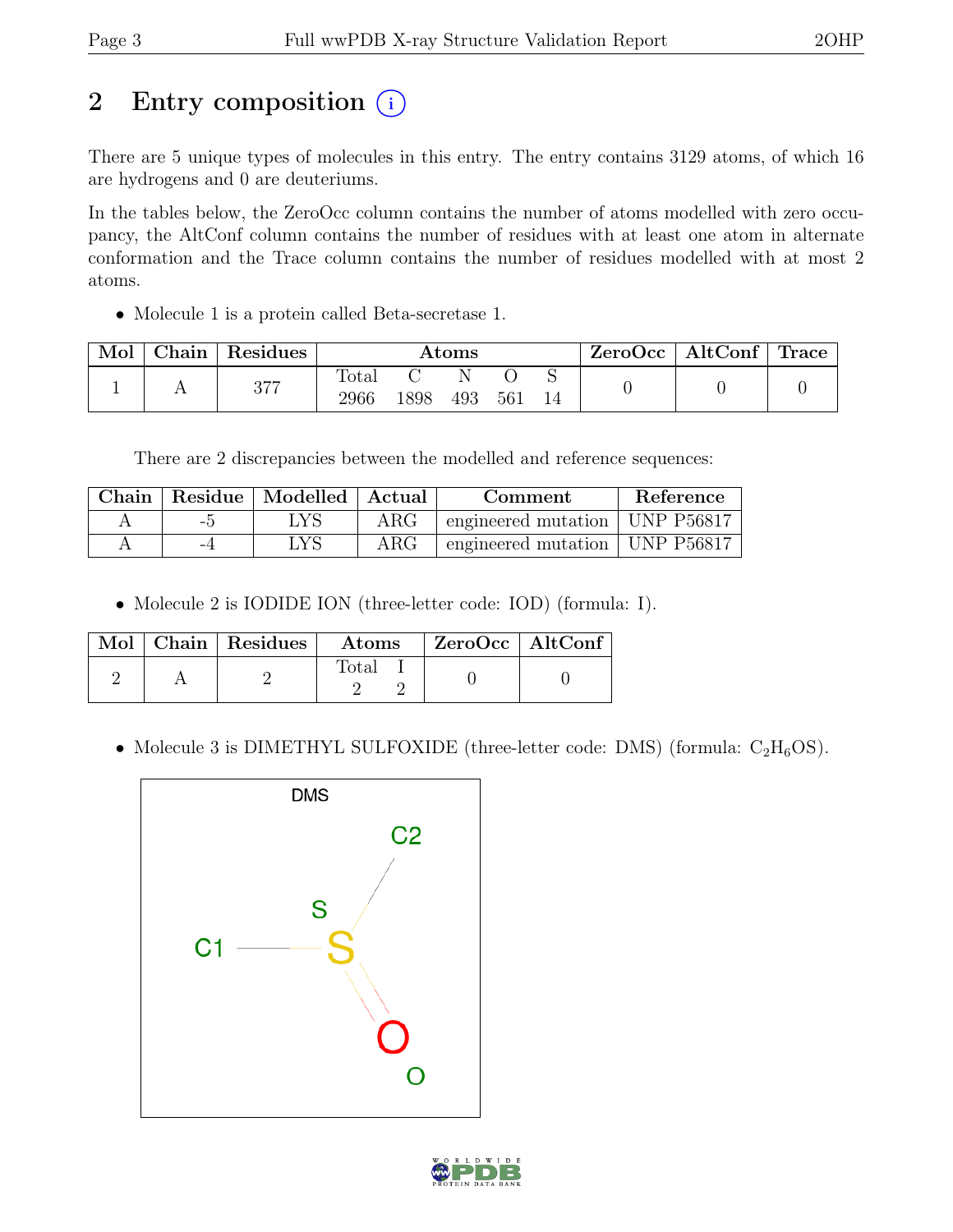## 2 Entry composition

There are 5 unique types of molecules in this entry. The entry contains 3129 atoms, of which 16 are hydrogens and 0 are deuteriums.

In the tables below, the ZeroOcc column contains the number of atoms modelled with zero occupancy, the AltConf column contains the number of residues with at least one atom in alternate conformation and the Trace column contains the number of residues modelled with at most 2 atoms.

- Molecule 1 is a protein called Beta-secretase 1.

| Mol | Chain | Residues | Atoms | | | | | ZeroOcc | AltConf | Trace |
|---|---|---|---|---|---|---|---|---|---|---|
| | | | Total | C | N | O | S | | | |
| 1 | A | 377 | 2966 | 1898 | 493 | 561 | 14 | 0 | 0 | 0 |

There are 2 discrepancies between the modelled and reference sequences:

| Chain | Residue | Modelled | Actual | Comment | Reference |
|---|---|---|---|---|---|
| A | -5 | LYS | ARG | engineered mutation | UNP P56817 |
| A | -4 | LYS | ARG | engineered mutation | UNP P56817 |

- Molecule 2 is IODIDE ION (three-letter code: IOD) (formula: I).

| Mol | Chain | Residues | Atoms | | ZeroOcc | AltConf |
|---|---|---|---|---|---|---|
| | | | Total | I | | |
| 2 | A | 2 | 2 | 2 | 0 | 0 |

- Molecule 3 is DIMETHYL SULFOXIDE (three-letter code: DMS) (formula: $C_2H_6OS$).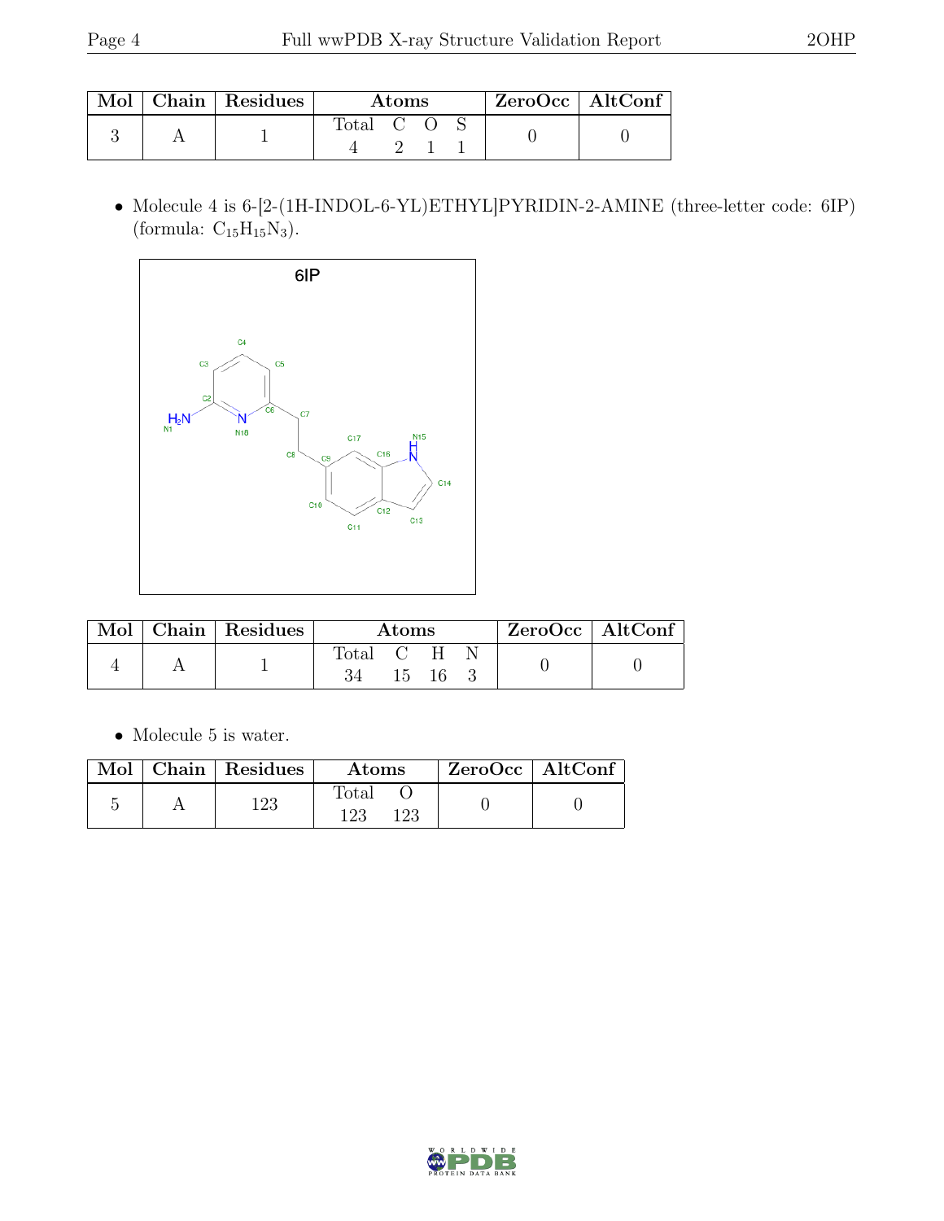| Mol | Chain | Residues | Atoms | | | | ZeroOcc | AltConf |
|---|---|---|---|---|---|---|---|---|
| | | | Total | C | O | S | | |
| 3 | A | 1 | 4 | 2 | 1 | 1 | 0 | 0 |

- Molecule 4 is 6-[2-(1H-INDOL-6-YL)ETHYL]PYRIDIN-2-AMINE (three-letter code: 6IP) (formula: $C_{15}H_{15}N_3$).

| Mol | Chain | Residues | Atoms | | | | ZeroOcc | AltConf |
|---|---|---|---|---|---|---|---|---|
| | | | Total | C | H | N | | |
| 4 | A | 1 | 34 | 15 | 16 | 3 | 0 | 0 |

- Molecule 5 is water.

| Mol | Chain | Residues | Atoms | | ZeroOcc | AltConf |
|---|---|---|---|---|---|---|
| | | | Total | O | | |
| 5 | A | 123 | 123 | 123 | 0 | 0 |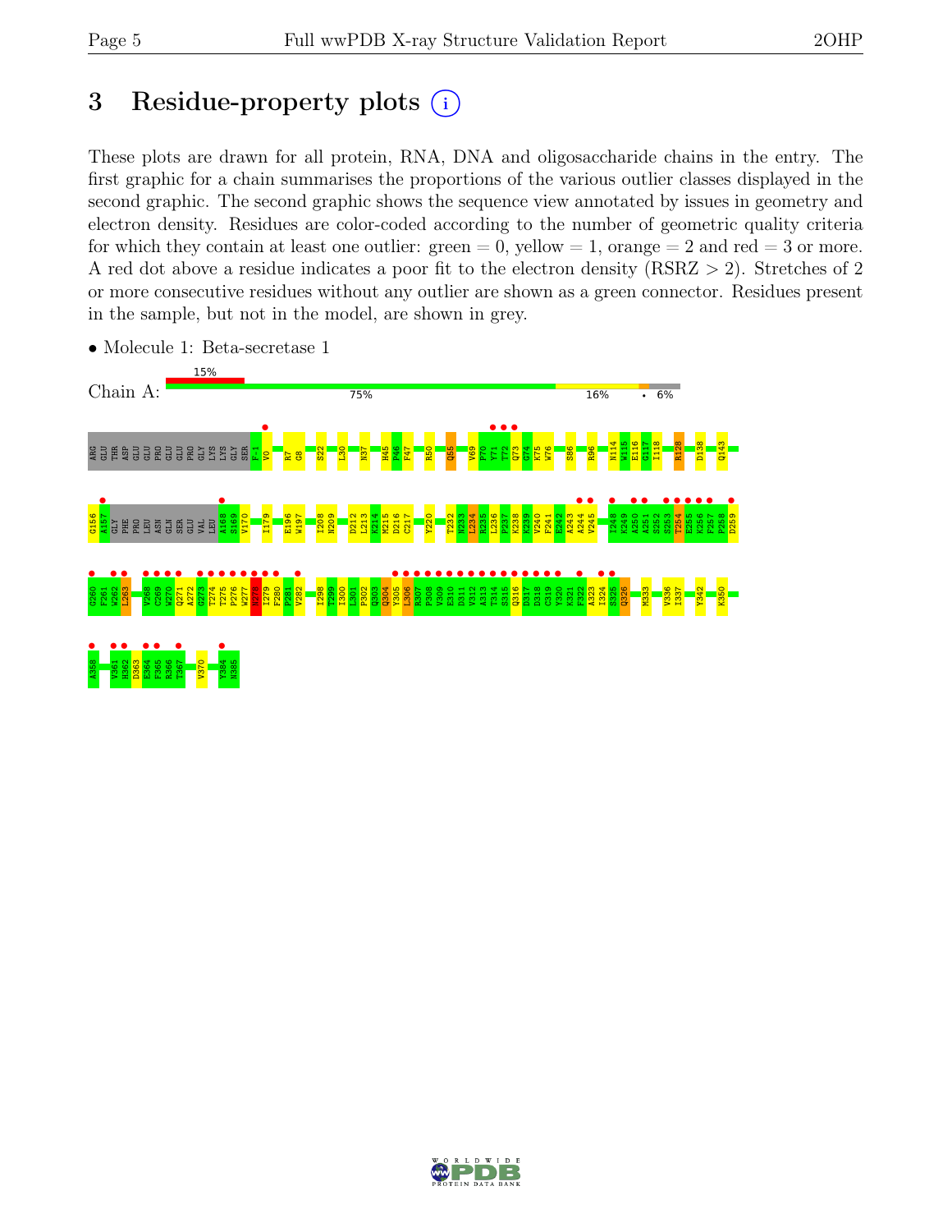# 3 Residue-property plots

These plots are drawn for all protein, RNA, DNA and oligosaccharide chains in the entry. The first graphic for a chain summarises the proportions of the various outlier classes displayed in the second graphic. The second graphic shows the sequence view annotated by issues in geometry and electron density. Residues are color-coded according to the number of geometric quality criteria for which they contain at least one outlier: green = 0, yellow = 1, orange = 2 and red = 3 or more. A red dot above a residue indicates a poor fit to the electron density (RSRZ > 2). Stretches of 2 or more consecutive residues without any outlier are shown as a green connector. Residues present in the sample, but not in the model, are shown in grey.

- Molecule 1: Beta-secretase 1

Chain A: 15% | 75% | 16% | • | 6%

ARG GLU THR ASP GLU GLU PRO GLU GLU PRO GLY LYS LYS GLY SER F-1 V0 R7 G8 S22 L30 N37 H45 P46 F47 R50 Q55 V69 P70 Y71 T72 Q73 G74 K75 W76 S86 R96 N114 W115 E116 G117 I118 R128 D138 Q143

G156 A167 GLY PHE PRO LEU ASN GLN SER GLU VAL LEU A168 S169 V170 I179 E196 W197 I208 N209 D212 L213 K214 M215 D216 C217 Y220 T232 N233 L234 R235 L236 P237 K238 K239 V240 F241 E242 A243 A244 V245 I248 K249 A250 A251 S252 S253 T254 E255 K256 F257 P258 D259

G260 F261 W262 L263 V268 C269 W270 Q271 A272 G273 T274 T275 P276 W277 N278 I279 F280 P281 V282 I298 T299 I300 L301 P302 Q303 Q304 Y305 L306 R307 P308 V309 E310 D311 V312 A313 T314 S315 Q316 D317 D318 C319 Y320 K321 F322 A323 I324 S325 Q326 M333 V336 I337 Y342 K350

A358 V361 H362 D363 E364 F365 R366 T367 V370 Y384 N385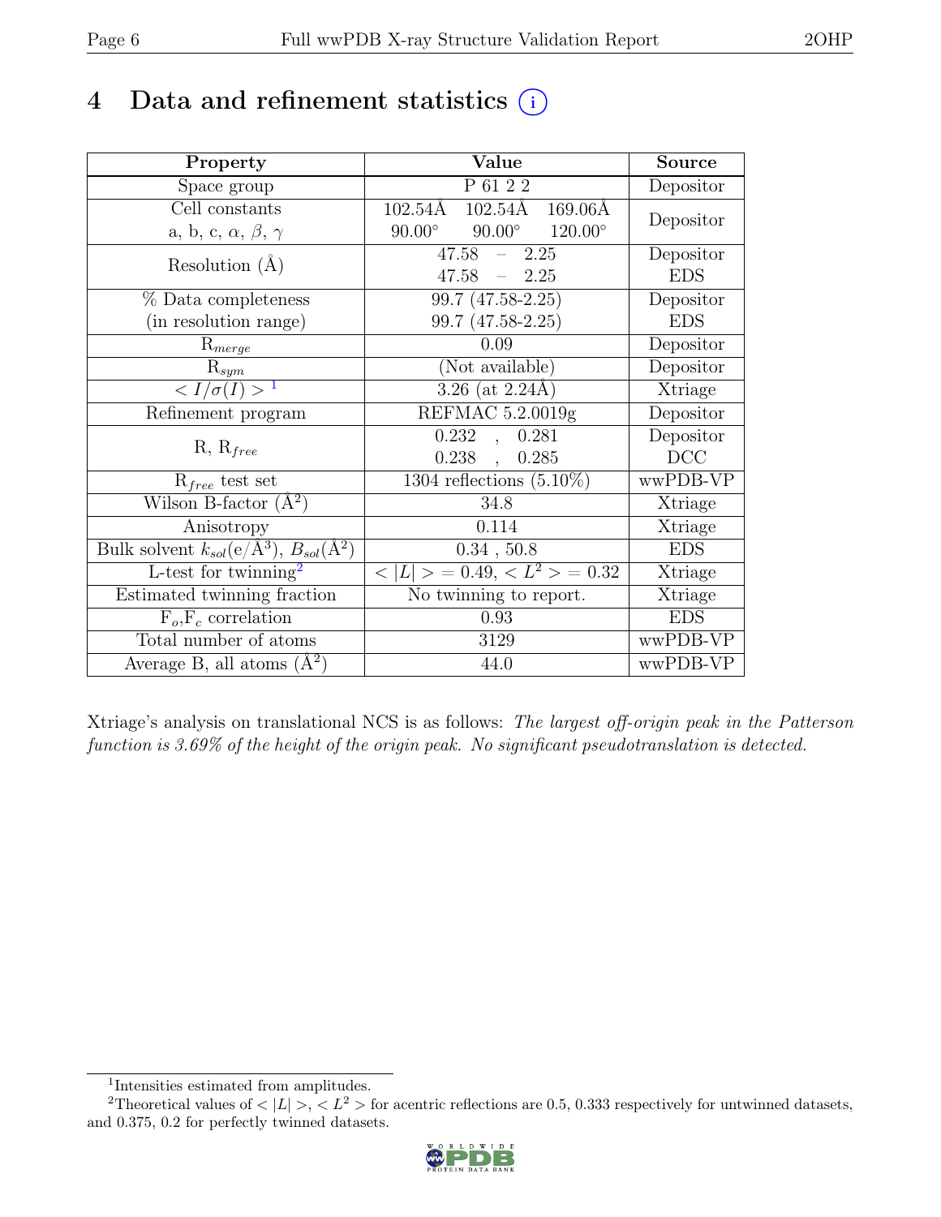# 4 Data and refinement statistics (i)

| Property | Value | Source |
|---|---|---|
| Space group | P 61 2 2 | Depositor |
| Cell constants<br>a, b, c, $\alpha$, $\beta$, $\gamma$ | 102.54Å 102.54Å 169.06Å<br>90.00° 90.00° 120.00° | Depositor |
| Resolution (Å) | 47.58 – 2.25<br>47.58 – 2.25 | Depositor<br>EDS |
| % Data completeness<br>(in resolution range) | 99.7 (47.58-2.25)<br>99.7 (47.58-2.25) | Depositor<br>EDS |
| $R_{merge}$ | 0.09 | Depositor |
| $R_{sym}$ | (Not available) | Depositor |
| $< I/\sigma(I) >$ [1] | 3.26 (at 2.24Å) | Xtriage |
| Refinement program | REFMAC 5.2.0019g | Depositor |
| R, $R_{free}$ | 0.232 , 0.281<br>0.238 , 0.285 | Depositor<br>DCC |
| $R_{free}$ test set | 1304 reflections (5.10%) | wwPDB-VP |
| Wilson B-factor (Å$^2$) | 34.8 | Xtriage |
| Anisotropy | 0.114 | Xtriage |
| Bulk solvent $k_{sol}$(e/Å$^3$), $B_{sol}$(Å$^2$) | 0.34 , 50.8 | EDS |
| L-test for twinning[2] | $< \|L\| > = 0.49$, $< L^2 > = 0.32$ | Xtriage |
| Estimated twinning fraction | No twinning to report. | Xtriage |
| $F_o$,$F_c$ correlation | 0.93 | EDS |
| Total number of atoms | 3129 | wwPDB-VP |
| Average B, all atoms (Å$^2$) | 44.0 | wwPDB-VP |

Xtriage's analysis on translational NCS is as follows: *The largest off-origin peak in the Patterson function is 3.69% of the height of the origin peak. No significant pseudotranslation is detected.*

[1] Intensities estimated from amplitudes.

[2] Theoretical values of $< |L| >$, $< L^2 >$ for acentric reflections are 0.5, 0.333 respectively for untwinned datasets, and 0.375, 0.2 for perfectly twinned datasets.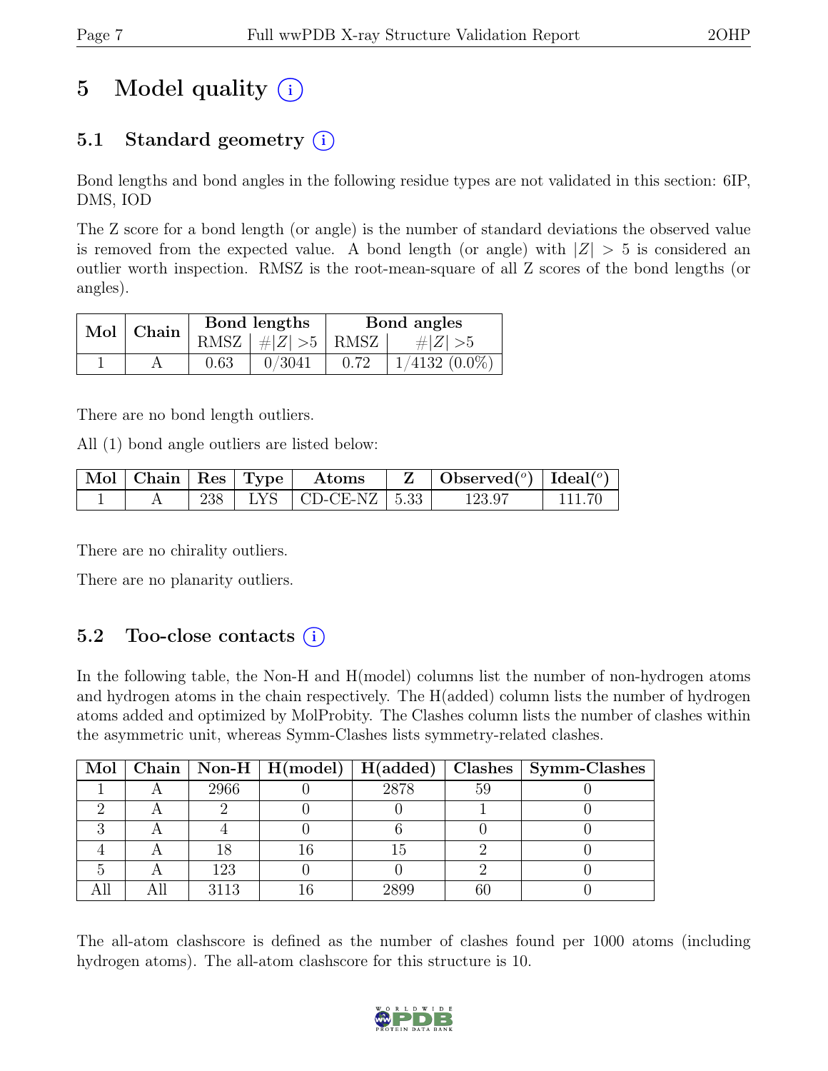# 5 Model quality (i)

## 5.1 Standard geometry (i)

Bond lengths and bond angles in the following residue types are not validated in this section: 6IP, DMS, IOD

The Z score for a bond length (or angle) is the number of standard deviations the observed value is removed from the expected value. A bond length (or angle) with $|Z| > 5$ is considered an outlier worth inspection. RMSZ is the root-mean-square of all Z scores of the bond lengths (or angles).

| Mol | Chain | Bond lengths | | Bond angles | |
|---|---|---|---|---|---|
| | | RMSZ | $\#\|Z\| > 5$ | RMSZ | $\#\|Z\| > 5$ |
| 1 | A | 0.63 | 0/3041 | 0.72 | 1/4132 (0.0%) |

There are no bond length outliers.

All (1) bond angle outliers are listed below:

| Mol | Chain | Res | Type | Atoms | Z | Observed(°) | Ideal(°) |
|---|---|---|---|---|---|---|---|
| 1 | A | 238 | LYS | CD-CE-NZ | 5.33 | 123.97 | 111.70 |

There are no chirality outliers.

There are no planarity outliers.

## 5.2 Too-close contacts (i)

In the following table, the Non-H and H(model) columns list the number of non-hydrogen atoms and hydrogen atoms in the chain respectively. The H(added) column lists the number of hydrogen atoms added and optimized by MolProbity. The Clashes column lists the number of clashes within the asymmetric unit, whereas Symm-Clashes lists symmetry-related clashes.

| Mol | Chain | Non-H | H(model) | H(added) | Clashes | Symm-Clashes |
|---|---|---|---|---|---|---|
| 1 | A | 2966 | 0 | 2878 | 59 | 0 |
| 2 | A | 2 | 0 | 0 | 1 | 0 |
| 3 | A | 4 | 0 | 6 | 0 | 0 |
| 4 | A | 18 | 16 | 15 | 2 | 0 |
| 5 | A | 123 | 0 | 0 | 2 | 0 |
| All | All | 3113 | 16 | 2899 | 60 | 0 |

The all-atom clashscore is defined as the number of clashes found per 1000 atoms (including hydrogen atoms). The all-atom clashscore for this structure is 10.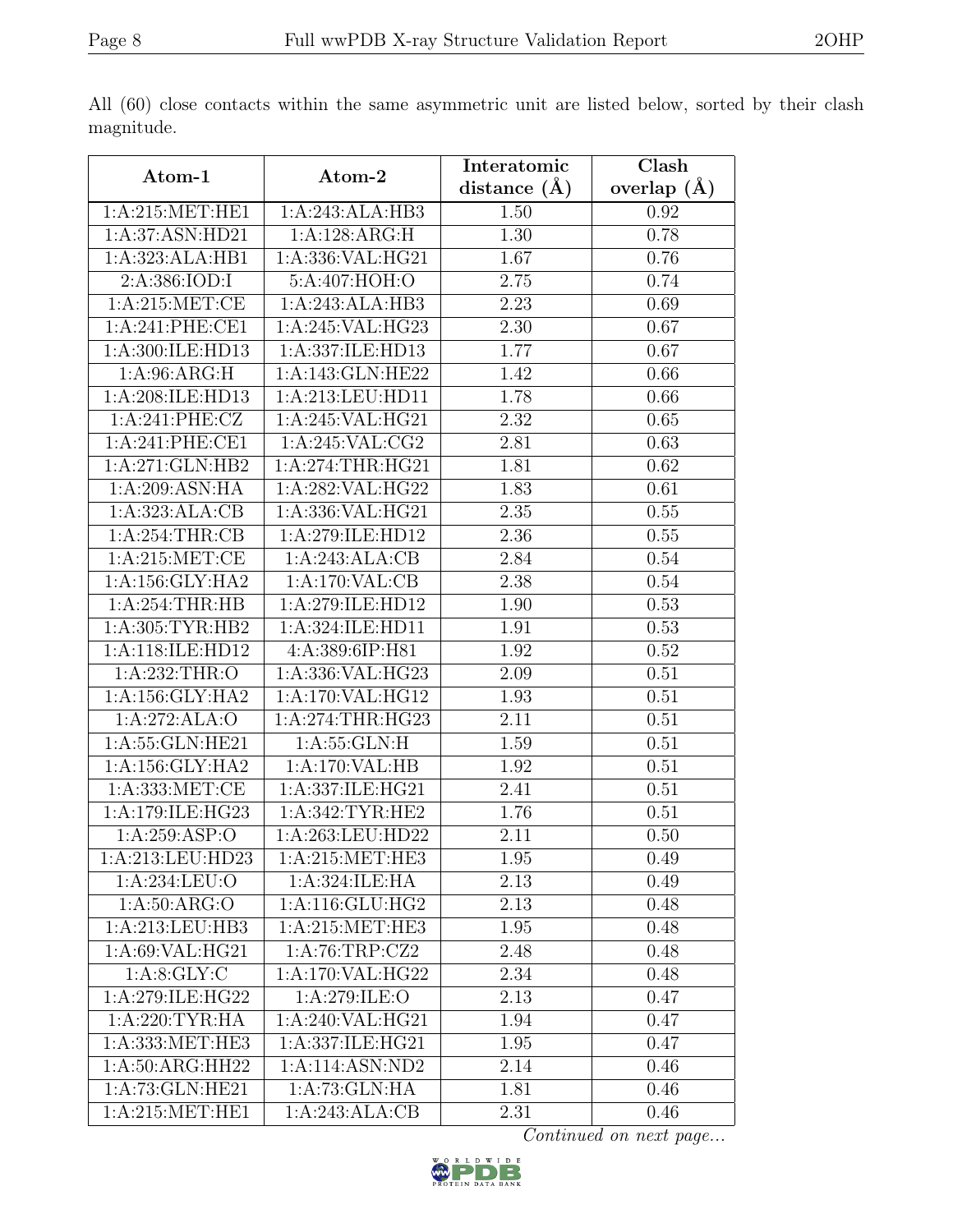All (60) close contacts within the same asymmetric unit are listed below, sorted by their clash magnitude.

| Atom-1 | Atom-2 | Interatomic distance (Å) | Clash overlap (Å) |
|---|---|---|---|
| 1:A:215:MET:HE1 | 1:A:243:ALA:HB3 | 1.50 | 0.92 |
| 1:A:37:ASN:HD21 | 1:A:128:ARG:H | 1.30 | 0.78 |
| 1:A:323:ALA:HB1 | 1:A:336:VAL:HG21 | 1.67 | 0.76 |
| 2:A:386:IOD:I | 5:A:407:HOH:O | 2.75 | 0.74 |
| 1:A:215:MET:CE | 1:A:243:ALA:HB3 | 2.23 | 0.69 |
| 1:A:241:PHE:CE1 | 1:A:245:VAL:HG23 | 2.30 | 0.67 |
| 1:A:300:ILE:HD13 | 1:A:337:ILE:HD13 | 1.77 | 0.67 |
| 1:A:96:ARG:H | 1:A:143:GLN:HE22 | 1.42 | 0.66 |
| 1:A:208:ILE:HD13 | 1:A:213:LEU:HD11 | 1.78 | 0.66 |
| 1:A:241:PHE:CZ | 1:A:245:VAL:HG21 | 2.32 | 0.65 |
| 1:A:241:PHE:CE1 | 1:A:245:VAL:CG2 | 2.81 | 0.63 |
| 1:A:271:GLN:HB2 | 1:A:274:THR:HG21 | 1.81 | 0.62 |
| 1:A:209:ASN:HA | 1:A:282:VAL:HG22 | 1.83 | 0.61 |
| 1:A:323:ALA:CB | 1:A:336:VAL:HG21 | 2.35 | 0.55 |
| 1:A:254:THR:CB | 1:A:279:ILE:HD12 | 2.36 | 0.55 |
| 1:A:215:MET:CE | 1:A:243:ALA:CB | 2.84 | 0.54 |
| 1:A:156:GLY:HA2 | 1:A:170:VAL:CB | 2.38 | 0.54 |
| 1:A:254:THR:HB | 1:A:279:ILE:HD12 | 1.90 | 0.53 |
| 1:A:305:TYR:HB2 | 1:A:324:ILE:HD11 | 1.91 | 0.53 |
| 1:A:118:ILE:HD12 | 4:A:389:6IP:H81 | 1.92 | 0.52 |
| 1:A:232:THR:O | 1:A:336:VAL:HG23 | 2.09 | 0.51 |
| 1:A:156:GLY:HA2 | 1:A:170:VAL:HG12 | 1.93 | 0.51 |
| 1:A:272:ALA:O | 1:A:274:THR:HG23 | 2.11 | 0.51 |
| 1:A:55:GLN:HE21 | 1:A:55:GLN:H | 1.59 | 0.51 |
| 1:A:156:GLY:HA2 | 1:A:170:VAL:HB | 1.92 | 0.51 |
| 1:A:333:MET:CE | 1:A:337:ILE:HG21 | 2.41 | 0.51 |
| 1:A:179:ILE:HG23 | 1:A:342:TYR:HE2 | 1.76 | 0.51 |
| 1:A:259:ASP:O | 1:A:263:LEU:HD22 | 2.11 | 0.50 |
| 1:A:213:LEU:HD23 | 1:A:215:MET:HE3 | 1.95 | 0.49 |
| 1:A:234:LEU:O | 1:A:324:ILE:HA | 2.13 | 0.49 |
| 1:A:50:ARG:O | 1:A:116:GLU:HG2 | 2.13 | 0.48 |
| 1:A:213:LEU:HB3 | 1:A:215:MET:HE3 | 1.95 | 0.48 |
| 1:A:69:VAL:HG21 | 1:A:76:TRP:CZ2 | 2.48 | 0.48 |
| 1:A:8:GLY:C | 1:A:170:VAL:HG22 | 2.34 | 0.48 |
| 1:A:279:ILE:HG22 | 1:A:279:ILE:O | 2.13 | 0.47 |
| 1:A:220:TYR:HA | 1:A:240:VAL:HG21 | 1.94 | 0.47 |
| 1:A:333:MET:HE3 | 1:A:337:ILE:HG21 | 1.95 | 0.47 |
| 1:A:50:ARG:HH22 | 1:A:114:ASN:ND2 | 2.14 | 0.46 |
| 1:A:73:GLN:HE21 | 1:A:73:GLN:HA | 1.81 | 0.46 |
| 1:A:215:MET:HE1 | 1:A:243:ALA:CB | 2.31 | 0.46 |

*Continued on next page...*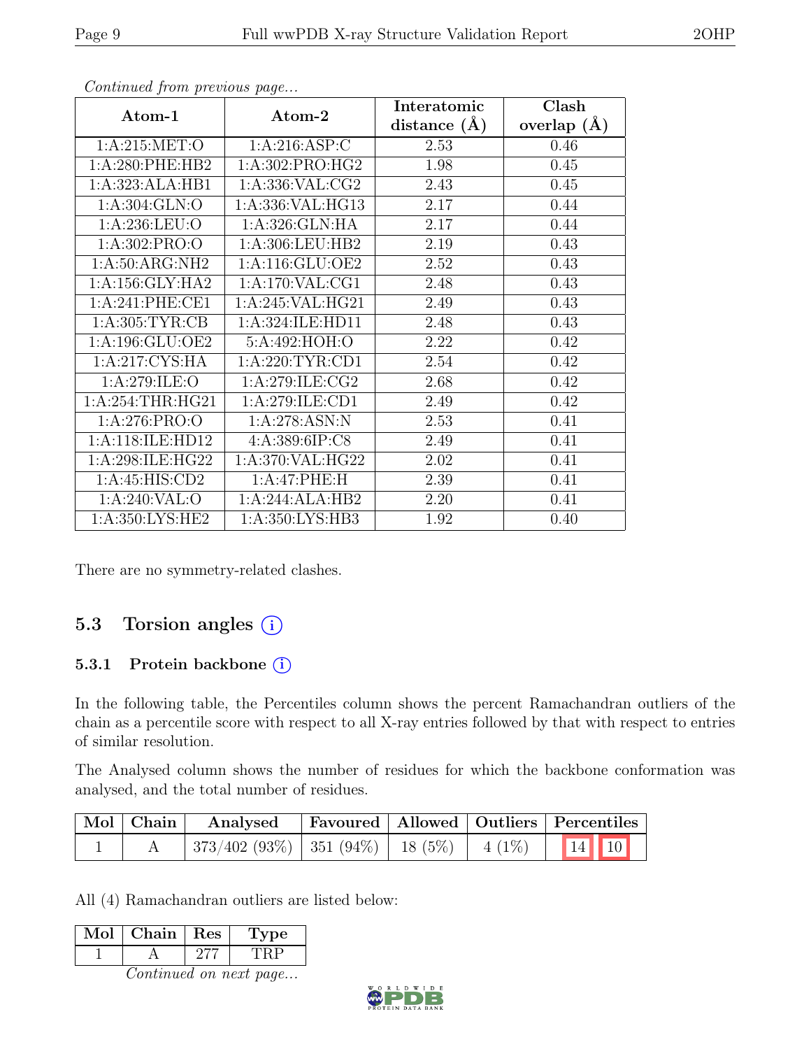*Continued from previous page...*

| Atom-1 | Atom-2 | Interatomic distance (Å) | Clash overlap (Å) |
|---|---|---|---|
| 1:A:215:MET:O | 1:A:216:ASP:C | 2.53 | 0.46 |
| 1:A:280:PHE:HB2 | 1:A:302:PRO:HG2 | 1.98 | 0.45 |
| 1:A:323:ALA:HB1 | 1:A:336:VAL:CG2 | 2.43 | 0.45 |
| 1:A:304:GLN:O | 1:A:336:VAL:HG13 | 2.17 | 0.44 |
| 1:A:236:LEU:O | 1:A:326:GLN:HA | 2.17 | 0.44 |
| 1:A:302:PRO:O | 1:A:306:LEU:HB2 | 2.19 | 0.43 |
| 1:A:50:ARG:NH2 | 1:A:116:GLU:OE2 | 2.52 | 0.43 |
| 1:A:156:GLY:HA2 | 1:A:170:VAL:CG1 | 2.48 | 0.43 |
| 1:A:241:PHE:CE1 | 1:A:245:VAL:HG21 | 2.49 | 0.43 |
| 1:A:305:TYR:CB | 1:A:324:ILE:HD11 | 2.48 | 0.43 |
| 1:A:196:GLU:OE2 | 5:A:492:HOH:O | 2.22 | 0.42 |
| 1:A:217:CYS:HA | 1:A:220:TYR:CD1 | 2.54 | 0.42 |
| 1:A:279:ILE:O | 1:A:279:ILE:CG2 | 2.68 | 0.42 |
| 1:A:254:THR:HG21 | 1:A:279:ILE:CD1 | 2.49 | 0.42 |
| 1:A:276:PRO:O | 1:A:278:ASN:N | 2.53 | 0.41 |
| 1:A:118:ILE:HD12 | 4:A:389:6IP:C8 | 2.49 | 0.41 |
| 1:A:298:ILE:HG22 | 1:A:370:VAL:HG22 | 2.02 | 0.41 |
| 1:A:45:HIS:CD2 | 1:A:47:PHE:H | 2.39 | 0.41 |
| 1:A:240:VAL:O | 1:A:244:ALA:HB2 | 2.20 | 0.41 |
| 1:A:350:LYS:HE2 | 1:A:350:LYS:HB3 | 1.92 | 0.40 |

There are no symmetry-related clashes.

## 5.3 Torsion angles

### 5.3.1 Protein backbone

In the following table, the Percentiles column shows the percent Ramachandran outliers of the chain as a percentile score with respect to all X-ray entries followed by that with respect to entries of similar resolution.

The Analysed column shows the number of residues for which the backbone conformation was analysed, and the total number of residues.

| Mol | Chain | Analysed | Favoured | Allowed | Outliers | Percentiles | |
|---|---|---|---|---|---|---|---|
| 1 | A | 373/402 (93%) | 351 (94%) | 18 (5%) | 4 (1%) | 14 | 10 |

All (4) Ramachandran outliers are listed below:

| Mol | Chain | Res | Type |
|---|---|---|---|
| 1 | A | 277 | TRP |

*Continued on next page...*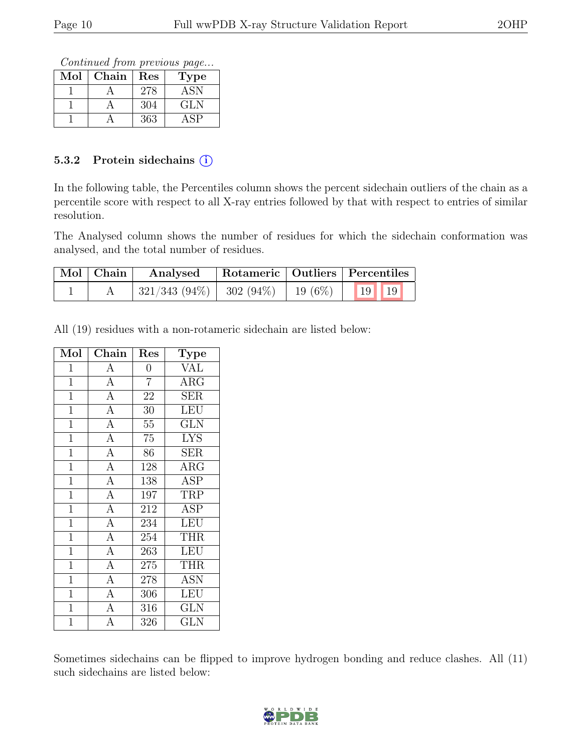*Continued from previous page...*

| Mol | Chain | Res | Type |
| --- | --- | --- | --- |
| 1 | A | 278 | ASN |
| 1 | A | 304 | GLN |
| 1 | A | 363 | ASP |

### 5.3.2 Protein sidechains ⓘ

In the following table, the Percentiles column shows the percent sidechain outliers of the chain as a percentile score with respect to all X-ray entries followed by that with respect to entries of similar resolution.

The Analysed column shows the number of residues for which the sidechain conformation was analysed, and the total number of residues.

| Mol | Chain | Analysed | Rotameric | Outliers | Percentiles | |
| --- | --- | --- | --- | --- | --- | --- |
| 1 | A | 321/343 (94%) | 302 (94%) | 19 (6%) | 19 | 19 |

All (19) residues with a non-rotameric sidechain are listed below:

| Mol | Chain | Res | Type |
| --- | --- | --- | --- |
| 1 | A | 0 | VAL |
| 1 | A | 7 | ARG |
| 1 | A | 22 | SER |
| 1 | A | 30 | LEU |
| 1 | A | 55 | GLN |
| 1 | A | 75 | LYS |
| 1 | A | 86 | SER |
| 1 | A | 128 | ARG |
| 1 | A | 138 | ASP |
| 1 | A | 197 | TRP |
| 1 | A | 212 | ASP |
| 1 | A | 234 | LEU |
| 1 | A | 254 | THR |
| 1 | A | 263 | LEU |
| 1 | A | 275 | THR |
| 1 | A | 278 | ASN |
| 1 | A | 306 | LEU |
| 1 | A | 316 | GLN |
| 1 | A | 326 | GLN |

Sometimes sidechains can be flipped to improve hydrogen bonding and reduce clashes. All (11) such sidechains are listed below: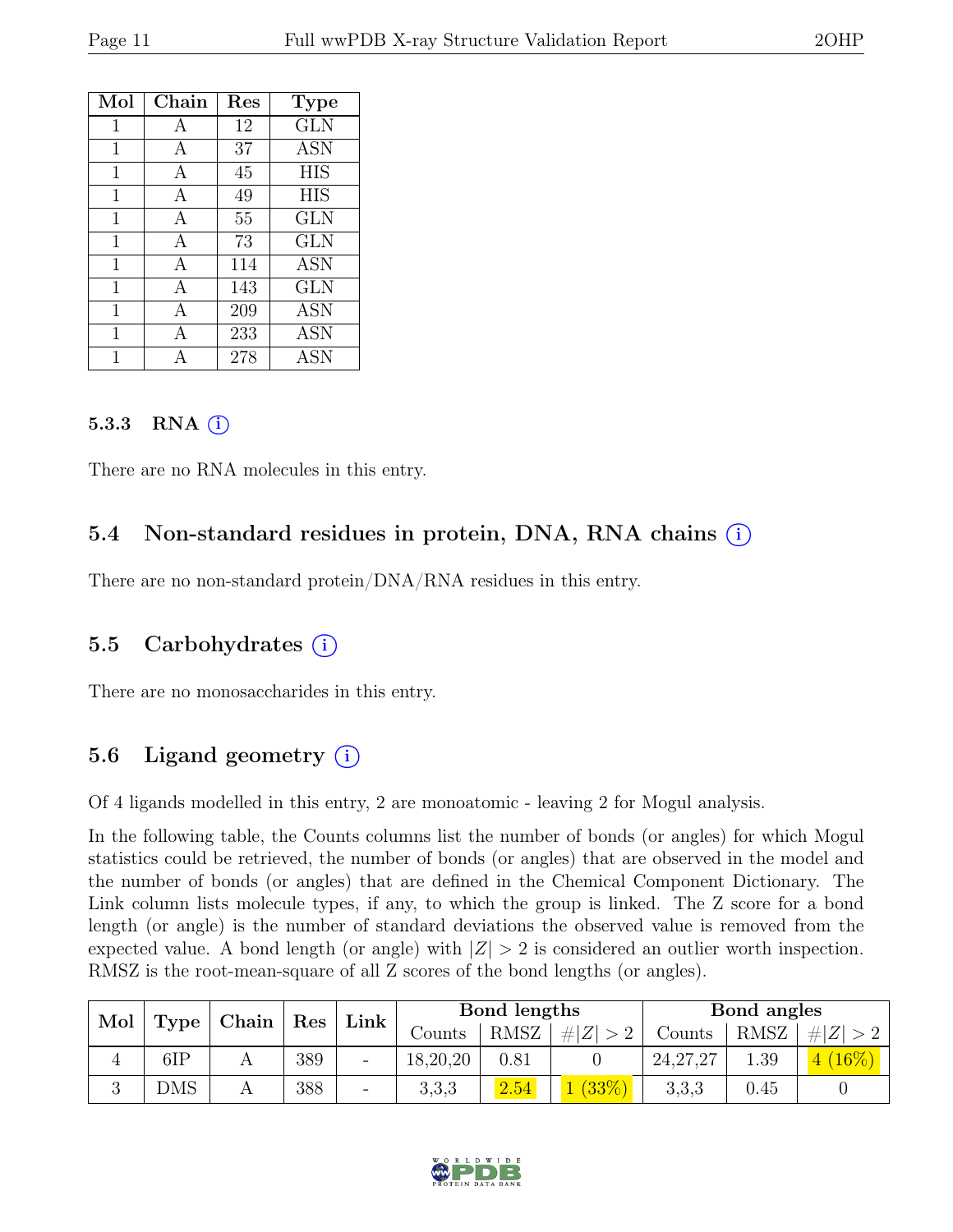| Mol | Chain | Res | Type |
|---|---|---|---|
| 1 | A | 12 | GLN |
| 1 | A | 37 | ASN |
| 1 | A | 45 | HIS |
| 1 | A | 49 | HIS |
| 1 | A | 55 | GLN |
| 1 | A | 73 | GLN |
| 1 | A | 114 | ASN |
| 1 | A | 143 | GLN |
| 1 | A | 209 | ASN |
| 1 | A | 233 | ASN |
| 1 | A | 278 | ASN |

### 5.3.3 RNA (i)

There are no RNA molecules in this entry.

## 5.4 Non-standard residues in protein, DNA, RNA chains (i)

There are no non-standard protein/DNA/RNA residues in this entry.

## 5.5 Carbohydrates (i)

There are no monosaccharides in this entry.

## 5.6 Ligand geometry (i)

Of 4 ligands modelled in this entry, 2 are monoatomic - leaving 2 for Mogul analysis.

In the following table, the Counts columns list the number of bonds (or angles) for which Mogul statistics could be retrieved, the number of bonds (or angles) that are observed in the model and the number of bonds (or angles) that are defined in the Chemical Component Dictionary. The Link column lists molecule types, if any, to which the group is linked. The Z score for a bond length (or angle) is the number of standard deviations the observed value is removed from the expected value. A bond length (or angle) with $|Z| > 2$ is considered an outlier worth inspection. RMSZ is the root-mean-square of all Z scores of the bond lengths (or angles).

| Mol | Type | Chain | Res | Link | Bond lengths | | | Bond angles | | |
|---|---|---|---|---|---|---|---|---|---|---|
| | | | | | Counts | RMSZ | $\#\|Z\| > 2$ | Counts | RMSZ | $\#\|Z\| > 2$ |
| 4 | 6IP | A | 389 | - | 18,20,20 | 0.81 | 0 | 24,27,27 | 1.39 | 4 (16%) |
| 3 | DMS | A | 388 | - | 3,3,3 | 2.54 | 1 (33%) | 3,3,3 | 0.45 | 0 |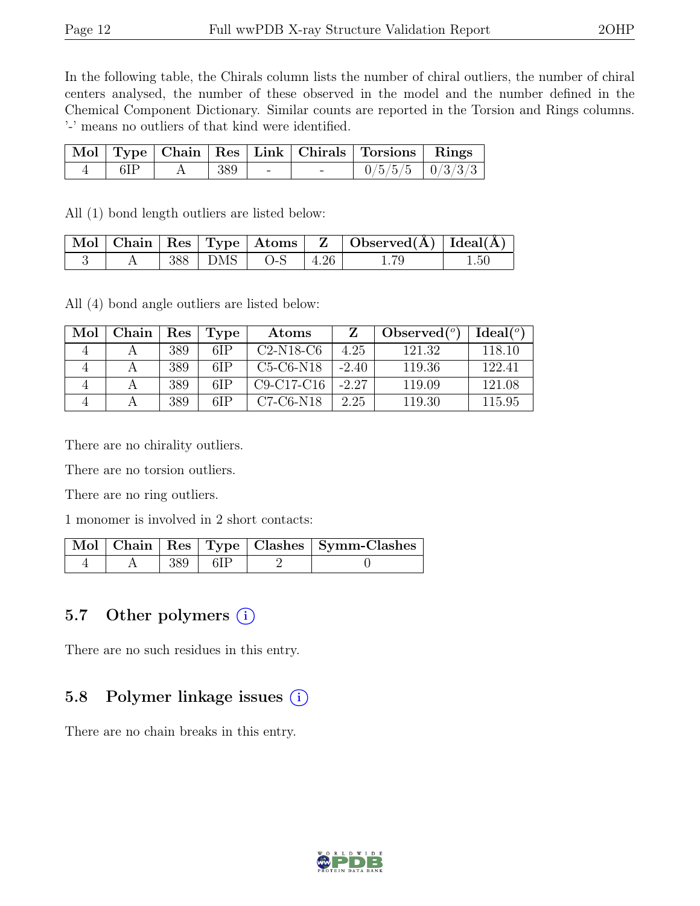In the following table, the Chirals column lists the number of chiral outliers, the number of chiral centers analysed, the number of these observed in the model and the number defined in the Chemical Component Dictionary. Similar counts are reported in the Torsion and Rings columns. '-' means no outliers of that kind were identified.

| Mol | Type | Chain | Res | Link | Chirals | Torsions | Rings |
|---|---|---|---|---|---|---|---|
| 4 | 6IP | A | 389 | - | - | 0/5/5/5 | 0/3/3/3 |

All (1) bond length outliers are listed below:

| Mol | Chain | Res | Type | Atoms | Z | Observed(Å) | Ideal(Å) |
|---|---|---|---|---|---|---|---|
| 3 | A | 388 | DMS | O-S | 4.26 | 1.79 | 1.50 |

All (4) bond angle outliers are listed below:

| Mol | Chain | Res | Type | Atoms | Z | Observed($^o$) | Ideal($^o$) |
|---|---|---|---|---|---|---|---|
| 4 | A | 389 | 6IP | C2-N18-C6 | 4.25 | 121.32 | 118.10 |
| 4 | A | 389 | 6IP | C5-C6-N18 | -2.40 | 119.36 | 122.41 |
| 4 | A | 389 | 6IP | C9-C17-C16 | -2.27 | 119.09 | 121.08 |
| 4 | A | 389 | 6IP | C7-C6-N18 | 2.25 | 119.30 | 115.95 |

There are no chirality outliers.

There are no torsion outliers.

There are no ring outliers.

1 monomer is involved in 2 short contacts:

| Mol | Chain | Res | Type | Clashes | Symm-Clashes |
|---|---|---|---|---|---|
| 4 | A | 389 | 6IP | 2 | 0 |

## 5.7 Other polymers

There are no such residues in this entry.

## 5.8 Polymer linkage issues

There are no chain breaks in this entry.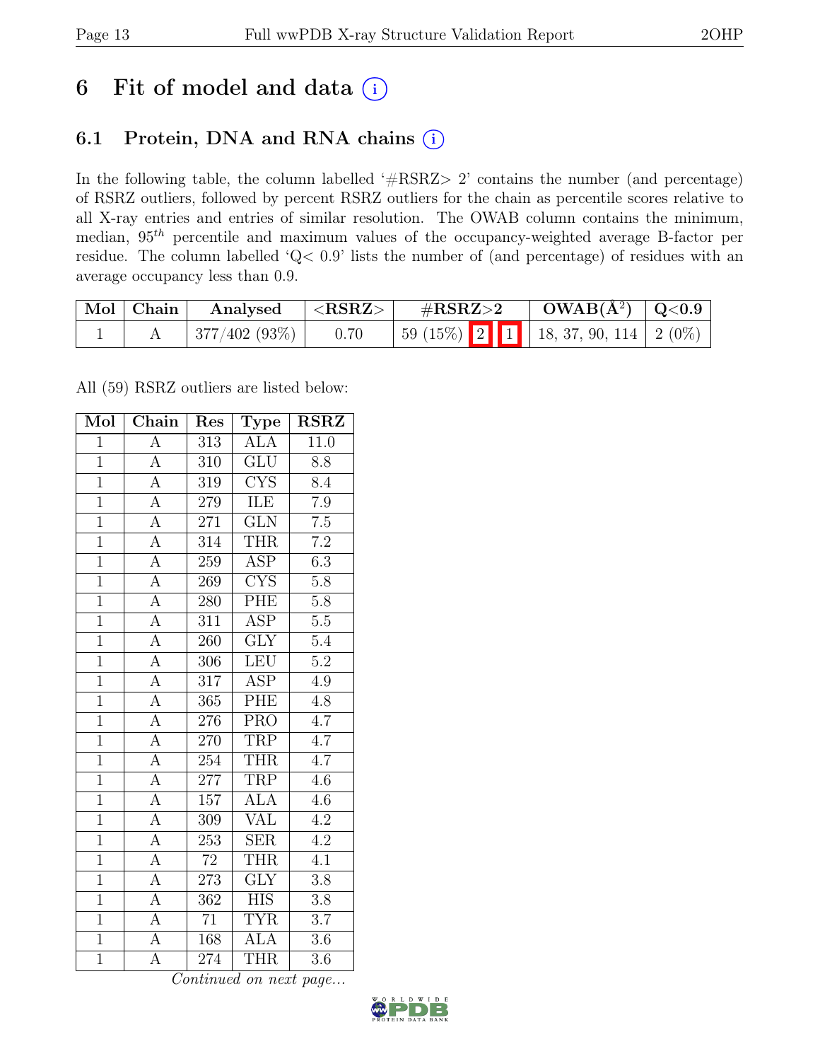# 6 Fit of model and data (i)

## 6.1 Protein, DNA and RNA chains (i)

In the following table, the column labelled '#RSRZ> 2' contains the number (and percentage) of RSRZ outliers, followed by percent RSRZ outliers for the chain as percentile scores relative to all X-ray entries and entries of similar resolution. The OWAB column contains the minimum, median, $95^{th}$ percentile and maximum values of the occupancy-weighted average B-factor per residue. The column labelled 'Q< 0.9' lists the number of (and percentage) of residues with an average occupancy less than 0.9.

| Mol | Chain | Analysed | <RSRZ> | #RSRZ>2 | OWAB(Å$^2$) | Q<0.9 |
|---|---|---|---|---|---|---|
| 1 | A | 377/402 (93%) | 0.70 | 59 (15%) 2 1 | 18, 37, 90, 114 | 2 (0%) |

All (59) RSRZ outliers are listed below:

| Mol | Chain | Res | Type | RSRZ |
|---|---|---|---|---|
| 1 | A | 313 | ALA | 11.0 |
| 1 | A | 310 | GLU | 8.8 |
| 1 | A | 319 | CYS | 8.4 |
| 1 | A | 279 | ILE | 7.9 |
| 1 | A | 271 | GLN | 7.5 |
| 1 | A | 314 | THR | 7.2 |
| 1 | A | 259 | ASP | 6.3 |
| 1 | A | 269 | CYS | 5.8 |
| 1 | A | 280 | PHE | 5.8 |
| 1 | A | 311 | ASP | 5.5 |
| 1 | A | 260 | GLY | 5.4 |
| 1 | A | 306 | LEU | 5.2 |
| 1 | A | 317 | ASP | 4.9 |
| 1 | A | 365 | PHE | 4.8 |
| 1 | A | 276 | PRO | 4.7 |
| 1 | A | 270 | TRP | 4.7 |
| 1 | A | 254 | THR | 4.7 |
| 1 | A | 277 | TRP | 4.6 |
| 1 | A | 157 | ALA | 4.6 |
| 1 | A | 309 | VAL | 4.2 |
| 1 | A | 253 | SER | 4.2 |
| 1 | A | 72 | THR | 4.1 |
| 1 | A | 273 | GLY | 3.8 |
| 1 | A | 362 | HIS | 3.8 |
| 1 | A | 71 | TYR | 3.7 |
| 1 | A | 168 | ALA | 3.6 |
| 1 | A | 274 | THR | 3.6 |

*Continued on next page...*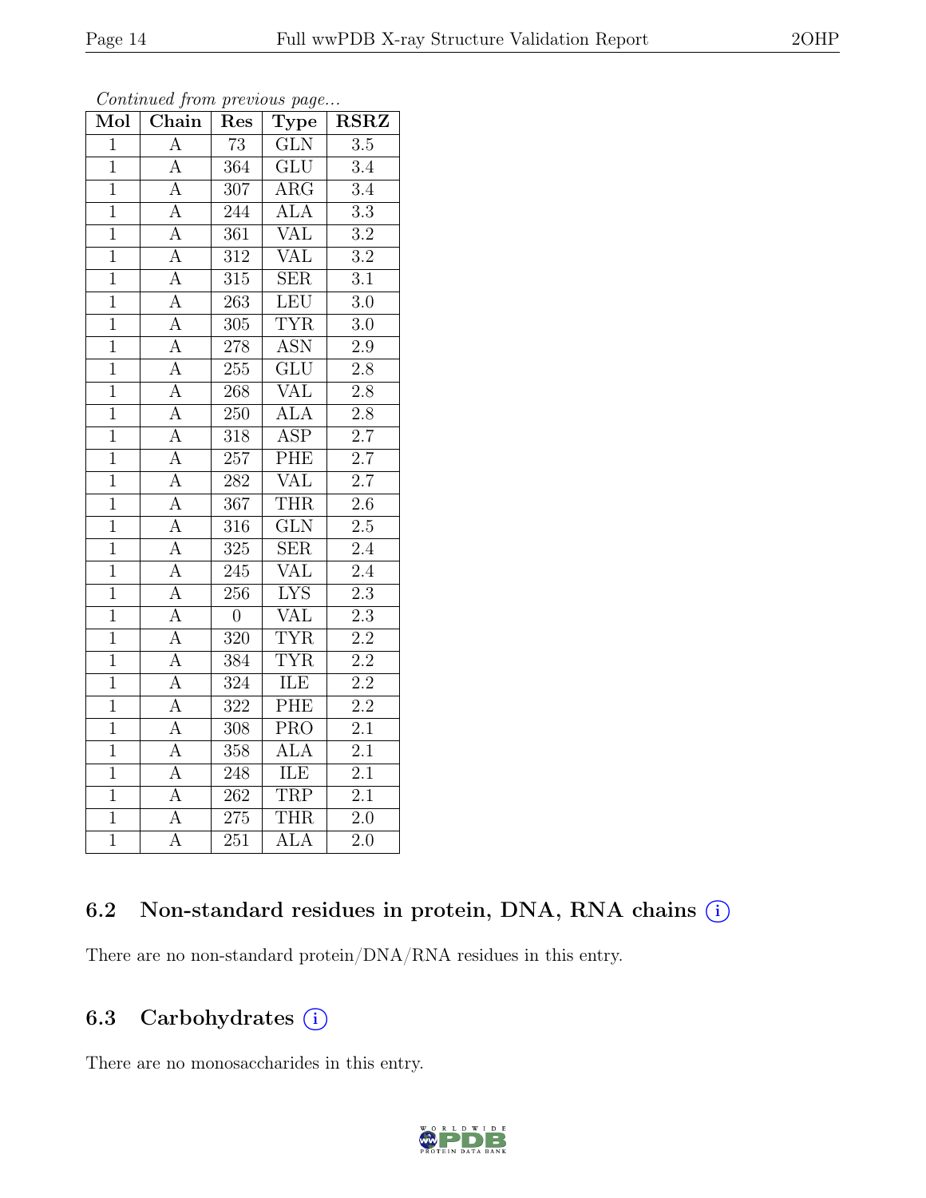*Continued from previous page...*

| Mol | Chain | Res | Type | RSRZ |
|---|---|---|---|---|
| 1 | A | 73 | GLN | 3.5 |
| 1 | A | 364 | GLU | 3.4 |
| 1 | A | 307 | ARG | 3.4 |
| 1 | A | 244 | ALA | 3.3 |
| 1 | A | 361 | VAL | 3.2 |
| 1 | A | 312 | VAL | 3.2 |
| 1 | A | 315 | SER | 3.1 |
| 1 | A | 263 | LEU | 3.0 |
| 1 | A | 305 | TYR | 3.0 |
| 1 | A | 278 | ASN | 2.9 |
| 1 | A | 255 | GLU | 2.8 |
| 1 | A | 268 | VAL | 2.8 |
| 1 | A | 250 | ALA | 2.8 |
| 1 | A | 318 | ASP | 2.7 |
| 1 | A | 257 | PHE | 2.7 |
| 1 | A | 282 | VAL | 2.7 |
| 1 | A | 367 | THR | 2.6 |
| 1 | A | 316 | GLN | 2.5 |
| 1 | A | 325 | SER | 2.4 |
| 1 | A | 245 | VAL | 2.4 |
| 1 | A | 256 | LYS | 2.3 |
| 1 | A | 0 | VAL | 2.3 |
| 1 | A | 320 | TYR | 2.2 |
| 1 | A | 384 | TYR | 2.2 |
| 1 | A | 324 | ILE | 2.2 |
| 1 | A | 322 | PHE | 2.2 |
| 1 | A | 308 | PRO | 2.1 |
| 1 | A | 358 | ALA | 2.1 |
| 1 | A | 248 | ILE | 2.1 |
| 1 | A | 262 | TRP | 2.1 |
| 1 | A | 275 | THR | 2.0 |
| 1 | A | 251 | ALA | 2.0 |

### 6.2 Non-standard residues in protein, DNA, RNA chains (i)

There are no non-standard protein/DNA/RNA residues in this entry.

### 6.3 Carbohydrates (i)

There are no monosaccharides in this entry.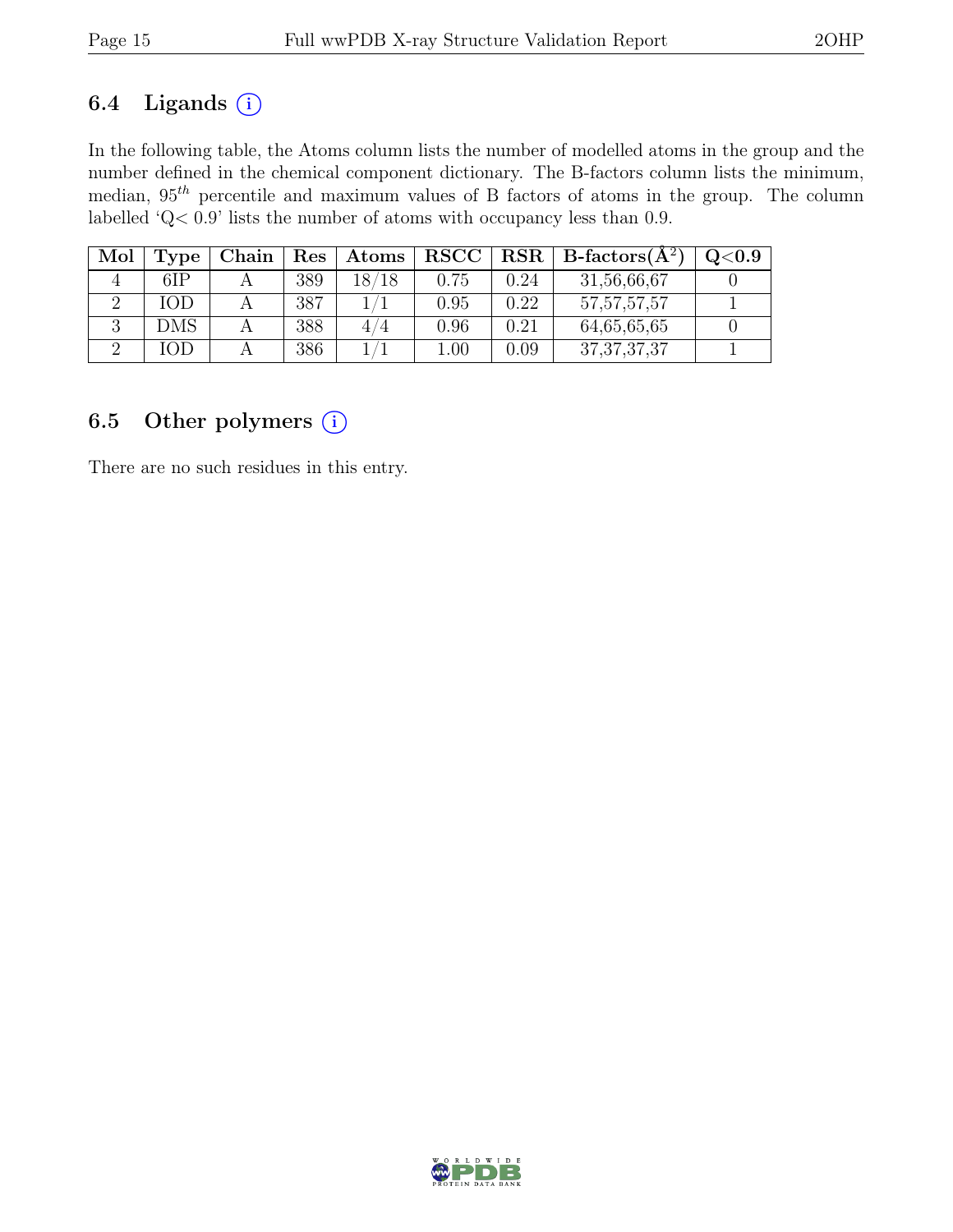### 6.4 Ligands ⓘ

In the following table, the Atoms column lists the number of modelled atoms in the group and the number defined in the chemical component dictionary. The B-factors column lists the minimum, median, $95^{th}$ percentile and maximum values of B factors of atoms in the group. The column labelled 'Q< 0.9' lists the number of atoms with occupancy less than 0.9.

| Mol | Type | Chain | Res | Atoms | RSCC | RSR | B-factors($Å^2$) | Q<0.9 |
|---|---|---|---|---|---|---|---|---|
| 4 | 6IP | A | 389 | 18/18 | 0.75 | 0.24 | 31,56,66,67 | 0 |
| 2 | IOD | A | 387 | 1/1 | 0.95 | 0.22 | 57,57,57,57 | 1 |
| 3 | DMS | A | 388 | 4/4 | 0.96 | 0.21 | 64,65,65,65 | 0 |
| 2 | IOD | A | 386 | 1/1 | 1.00 | 0.09 | 37,37,37,37 | 1 |

### 6.5 Other polymers ⓘ

There are no such residues in this entry.